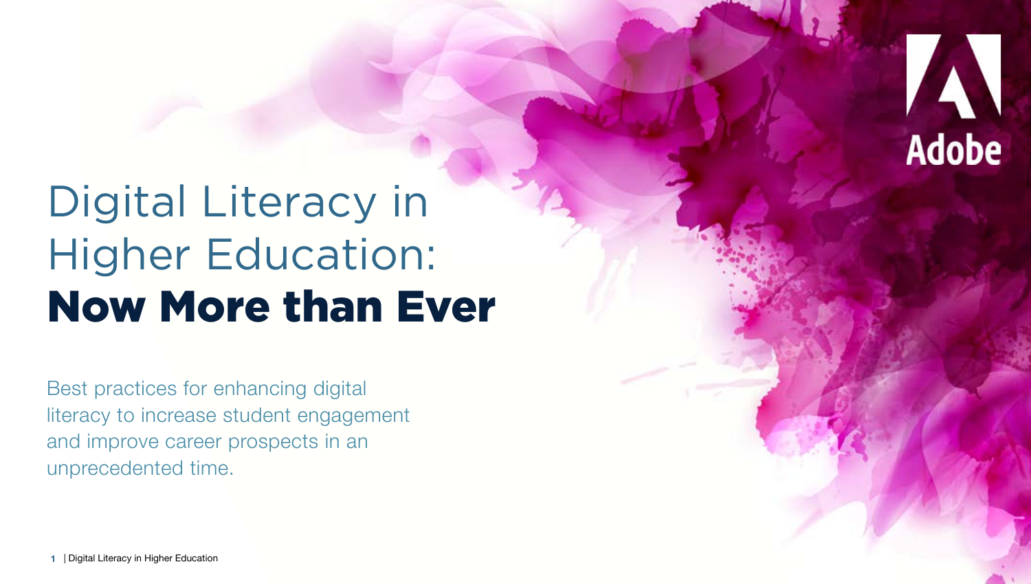# Digital Literacy in Higher Education: **Now More than Ever**

Best practices for enhancing digital literacy to increase student engagement and improve career prospects in an unprecedented time.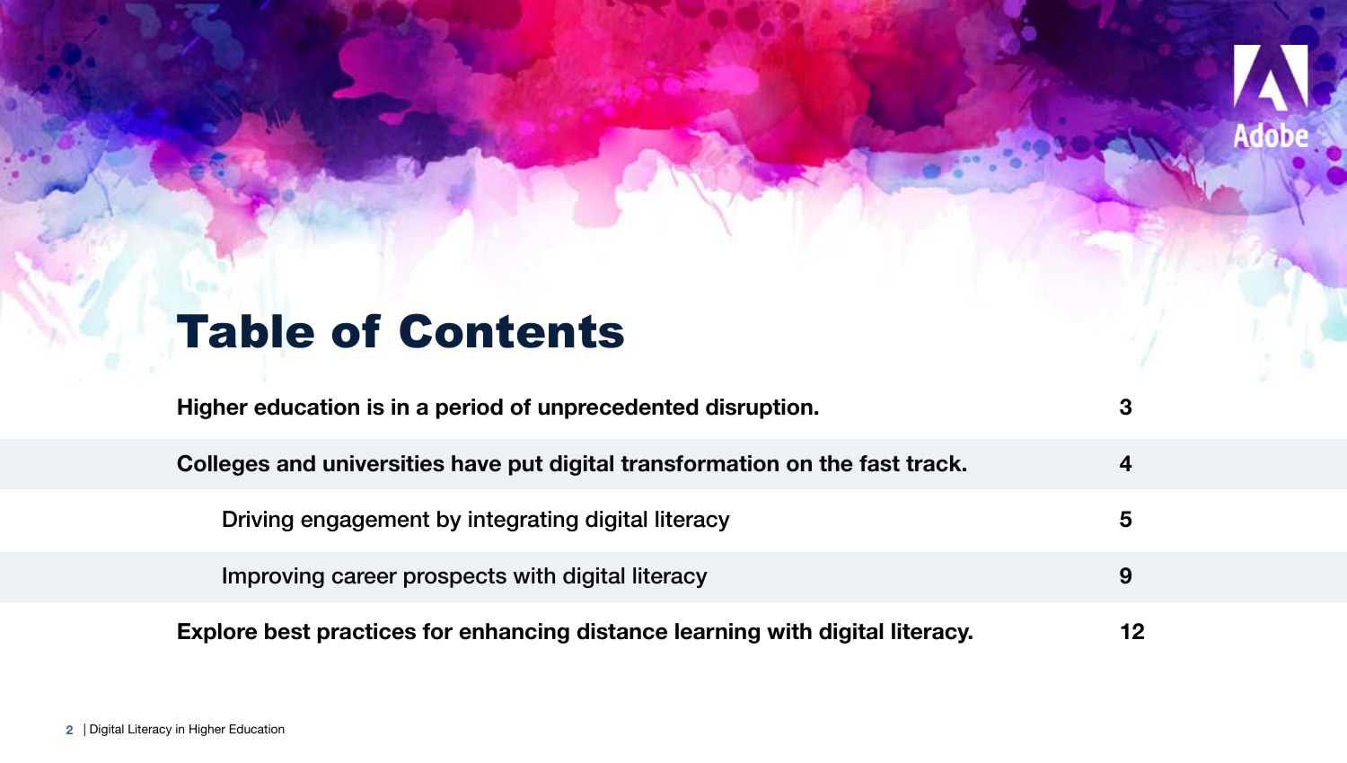# Table of Contents

| | |
|---|---|
| **Higher education is in a period of unprecedented disruption.** | **3** |
| **Colleges and universities have put digital transformation on the fast track.** | **4** |
| Driving engagement by integrating digital literacy | **5** |
| Improving career prospects with digital literacy | **9** |
| **Explore best practices for enhancing distance learning with digital literacy.** | **12** |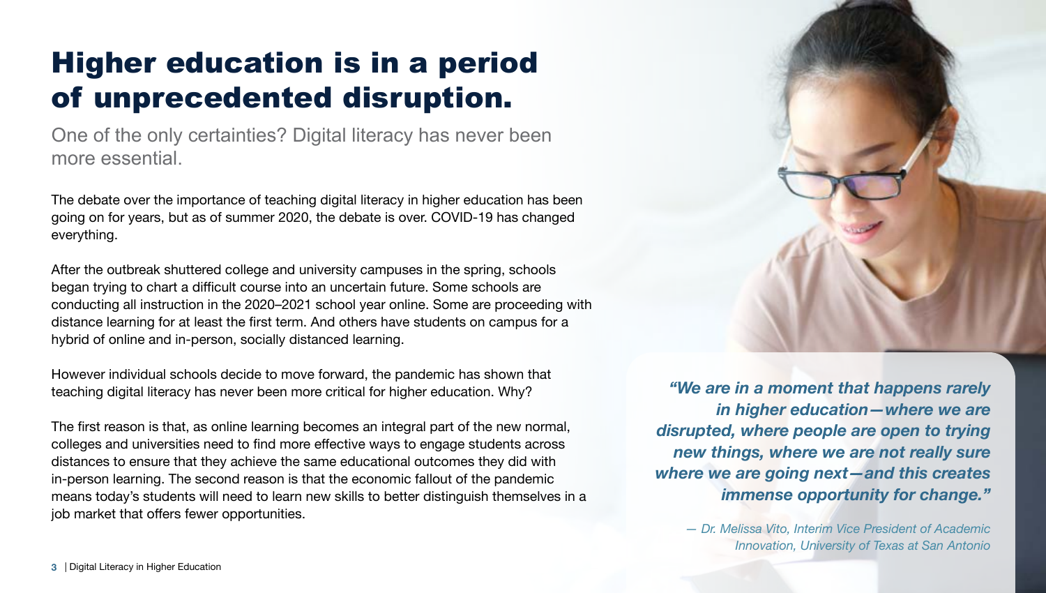# Higher education is in a period of unprecedented disruption.

One of the only certainties? Digital literacy has never been more essential.

The debate over the importance of teaching digital literacy in higher education has been going on for years, but as of summer 2020, the debate is over. COVID-19 has changed everything.

After the outbreak shuttered college and university campuses in the spring, schools began trying to chart a difficult course into an uncertain future. Some schools are conducting all instruction in the 2020–2021 school year online. Some are proceeding with distance learning for at least the first term. And others have students on campus for a hybrid of online and in-person, socially distanced learning.

However individual schools decide to move forward, the pandemic has shown that teaching digital literacy has never been more critical for higher education. Why?

The first reason is that, as online learning becomes an integral part of the new normal, colleges and universities need to find more effective ways to engage students across distances to ensure that they achieve the same educational outcomes they did with in-person learning. The second reason is that the economic fallout of the pandemic means today's students will need to learn new skills to better distinguish themselves in a job market that offers fewer opportunities.

> ***"We are in a moment that happens rarely in higher education—where we are disrupted, where people are open to trying new things, where we are not really sure where we are going next—and this creates immense opportunity for change."***
>
> *— Dr. Melissa Vito, Interim Vice President of Academic Innovation, University of Texas at San Antonio*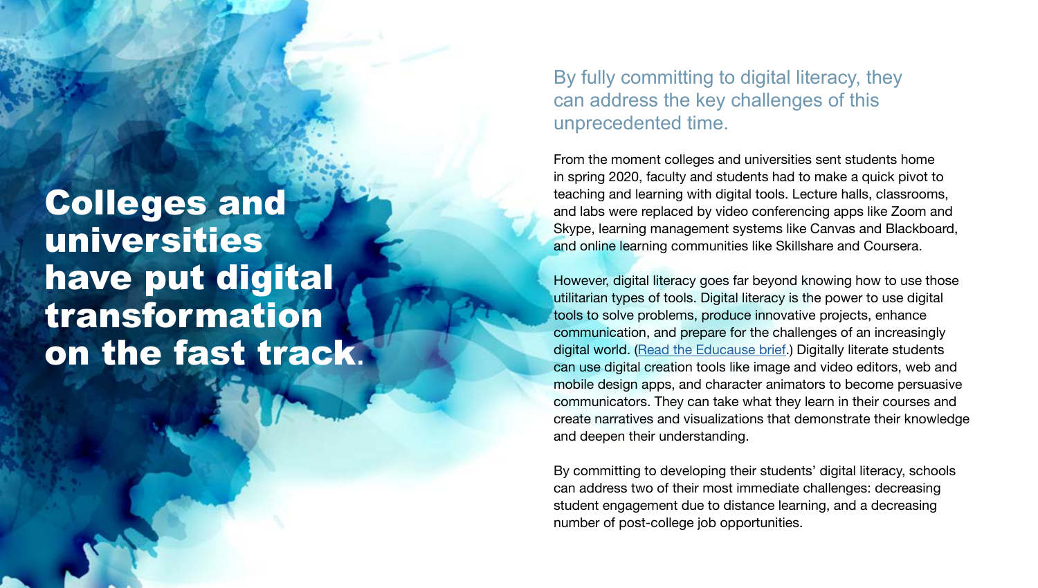# Colleges and universities have put digital transformation on the fast track.

## By fully committing to digital literacy, they can address the key challenges of this unprecedented time.

From the moment colleges and universities sent students home in spring 2020, faculty and students had to make a quick pivot to teaching and learning with digital tools. Lecture halls, classrooms, and labs were replaced by video conferencing apps like Zoom and Skype, learning management systems like Canvas and Blackboard, and online learning communities like Skillshare and Coursera.

However, digital literacy goes far beyond knowing how to use those utilitarian types of tools. Digital literacy is the power to use digital tools to solve problems, produce innovative projects, enhance communication, and prepare for the challenges of an increasingly digital world. (Read the Educause brief.) Digitally literate students can use digital creation tools like image and video editors, web and mobile design apps, and character animators to become persuasive communicators. They can take what they learn in their courses and create narratives and visualizations that demonstrate their knowledge and deepen their understanding.

By committing to developing their students' digital literacy, schools can address two of their most immediate challenges: decreasing student engagement due to distance learning, and a decreasing number of post-college job opportunities.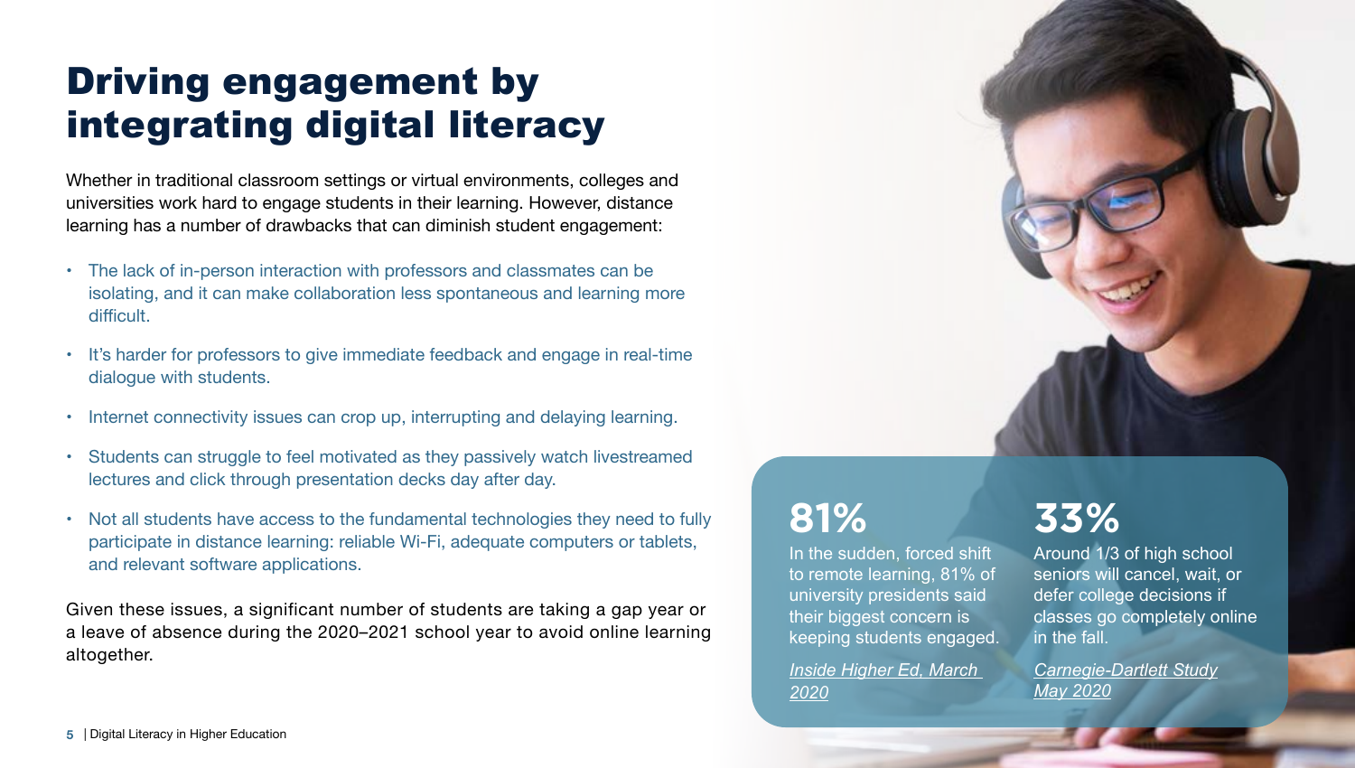# Driving engagement by integrating digital literacy

Whether in traditional classroom settings or virtual environments, colleges and universities work hard to engage students in their learning. However, distance learning has a number of drawbacks that can diminish student engagement:

- The lack of in-person interaction with professors and classmates can be isolating, and it can make collaboration less spontaneous and learning more difficult.
- It's harder for professors to give immediate feedback and engage in real-time dialogue with students.
- Internet connectivity issues can crop up, interrupting and delaying learning.
- Students can struggle to feel motivated as they passively watch livestreamed lectures and click through presentation decks day after day.
- Not all students have access to the fundamental technologies they need to fully participate in distance learning: reliable Wi-Fi, adequate computers or tablets, and relevant software applications.

Given these issues, a significant number of students are taking a gap year or a leave of absence during the 2020–2021 school year to avoid online learning altogether.

**81%**

In the sudden, forced shift to remote learning, 81% of university presidents said their biggest concern is keeping students engaged.

*Inside Higher Ed, March 2020*

**33%**

Around 1/3 of high school seniors will cancel, wait, or defer college decisions if classes go completely online in the fall.

*Carnegie-Dartlett Study May 2020*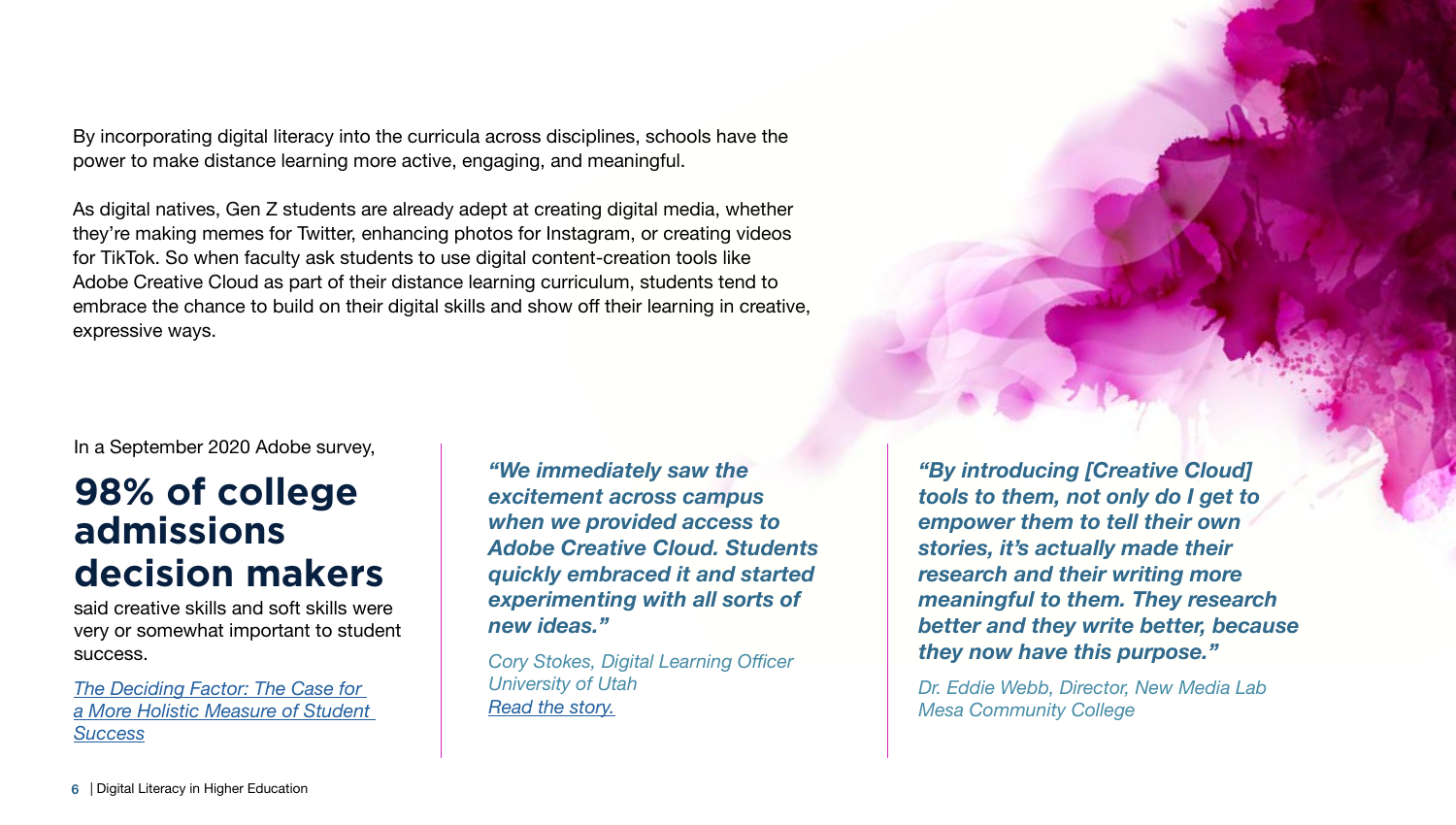By incorporating digital literacy into the curricula across disciplines, schools have the power to make distance learning more active, engaging, and meaningful.

As digital natives, Gen Z students are already adept at creating digital media, whether they're making memes for Twitter, enhancing photos for Instagram, or creating videos for TikTok. So when faculty ask students to use digital content-creation tools like Adobe Creative Cloud as part of their distance learning curriculum, students tend to embrace the chance to build on their digital skills and show off their learning in creative, expressive ways.

In a September 2020 Adobe survey,

## 98% of college admissions decision makers

said creative skills and soft skills were very or somewhat important to student success.

*The Deciding Factor: The Case for a More Holistic Measure of Student Success*

***"We immediately saw the excitement across campus when we provided access to Adobe Creative Cloud. Students quickly embraced it and started experimenting with all sorts of new ideas."***

*Cory Stokes, Digital Learning Officer*
*University of Utah*
*Read the story.*

***"By introducing [Creative Cloud] tools to them, not only do I get to empower them to tell their own stories, it's actually made their research and their writing more meaningful to them. They research better and they write better, because they now have this purpose."***

*Dr. Eddie Webb, Director, New Media Lab*
*Mesa Community College*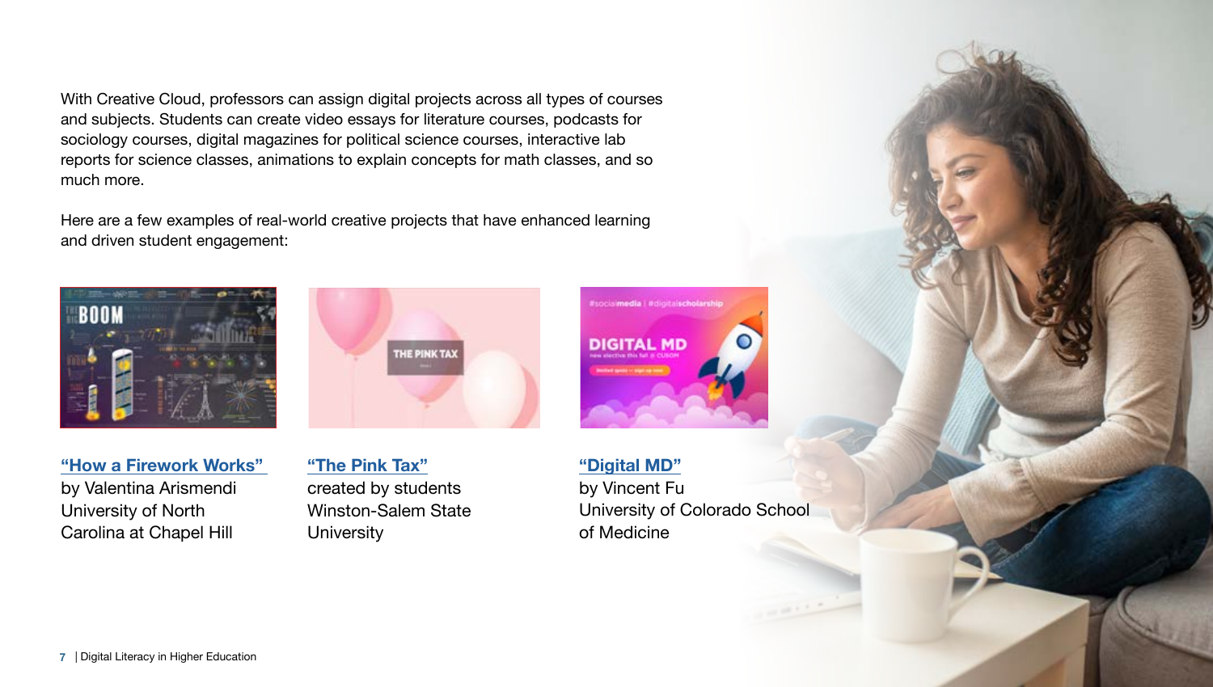With Creative Cloud, professors can assign digital projects across all types of courses and subjects. Students can create video essays for literature courses, podcasts for sociology courses, digital magazines for political science courses, interactive lab reports for science classes, animations to explain concepts for math classes, and so much more.

Here are a few examples of real-world creative projects that have enhanced learning and driven student engagement:

**"How a Firework Works"**
by Valentina Arismendi
University of North Carolina at Chapel Hill

**"The Pink Tax"**
created by students
Winston-Salem State University

**"Digital MD"**
by Vincent Fu
University of Colorado School of Medicine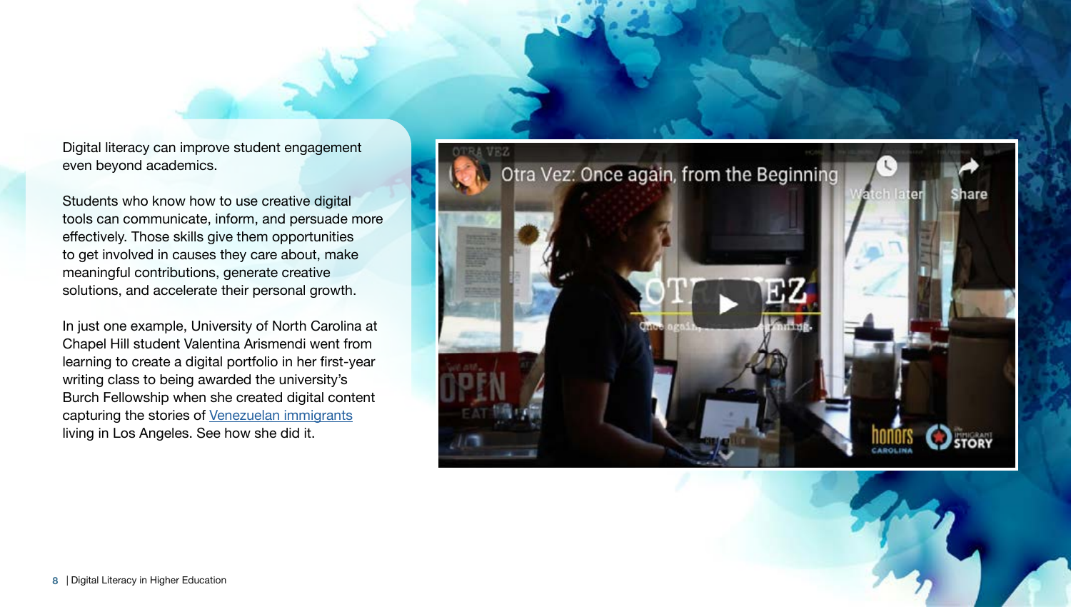Digital literacy can improve student engagement even beyond academics.

Students who know how to use creative digital tools can communicate, inform, and persuade more effectively. Those skills give them opportunities to get involved in causes they care about, make meaningful contributions, generate creative solutions, and accelerate their personal growth.

In just one example, University of North Carolina at Chapel Hill student Valentina Arismendi went from learning to create a digital portfolio in her first-year writing class to being awarded the university's Burch Fellowship when she created digital content capturing the stories of Venezuelan immigrants living in Los Angeles. See how she did it.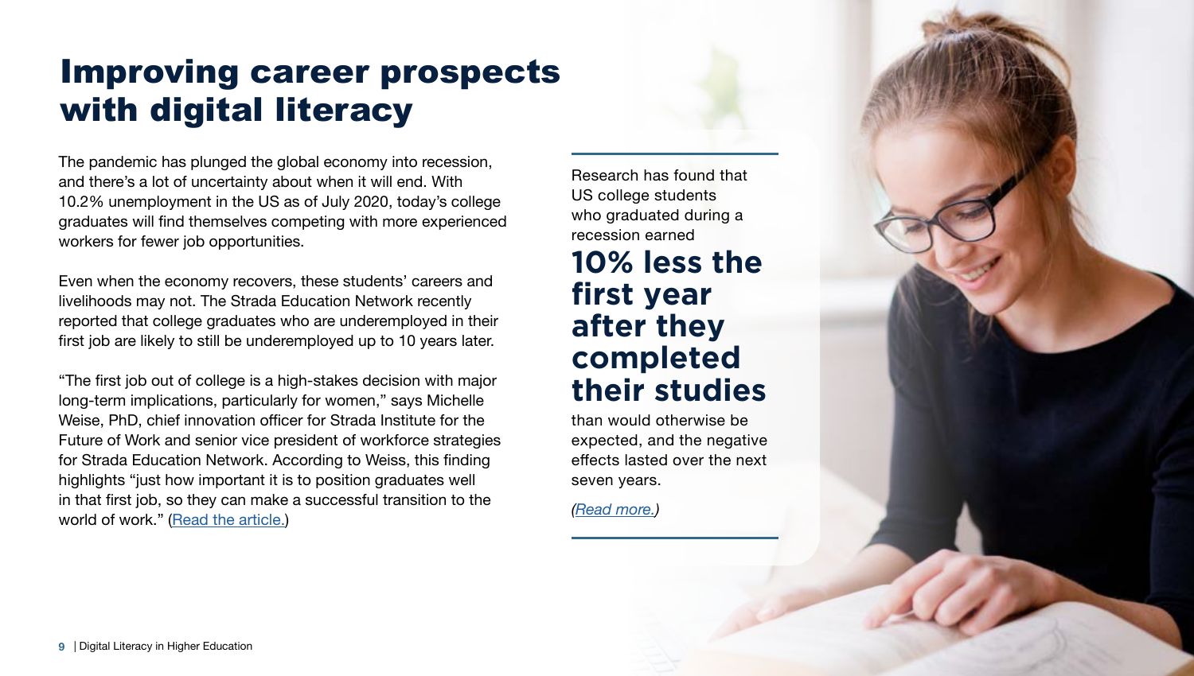# Improving career prospects with digital literacy

The pandemic has plunged the global economy into recession, and there's a lot of uncertainty about when it will end. With 10.2% unemployment in the US as of July 2020, today's college graduates will find themselves competing with more experienced workers for fewer job opportunities.

Even when the economy recovers, these students' careers and livelihoods may not. The Strada Education Network recently reported that college graduates who are underemployed in their first job are likely to still be underemployed up to 10 years later.

"The first job out of college is a high-stakes decision with major long-term implications, particularly for women," says Michelle Weise, PhD, chief innovation officer for Strada Institute for the Future of Work and senior vice president of workforce strategies for Strada Education Network. According to Weiss, this finding highlights "just how important it is to position graduates well in that first job, so they can make a successful transition to the world of work." (Read the article.)

---

Research has found that US college students who graduated during a recession earned

**10% less the first year after they completed their studies**

than would otherwise be expected, and the negative effects lasted over the next seven years.

*(Read more.)*

---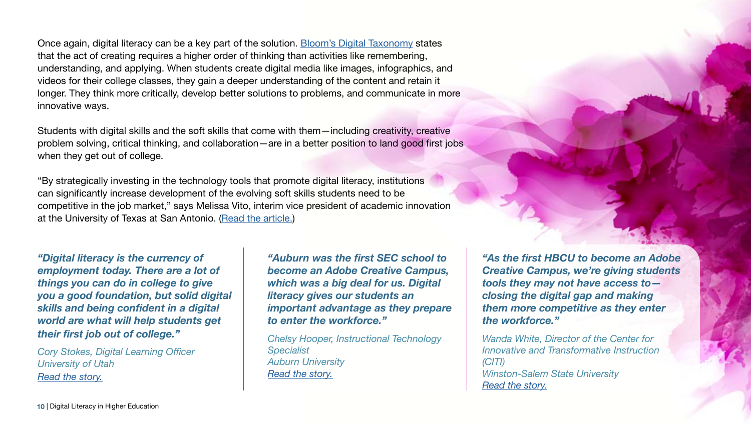Once again, digital literacy can be a key part of the solution. Bloom's Digital Taxonomy states that the act of creating requires a higher order of thinking than activities like remembering, understanding, and applying. When students create digital media like images, infographics, and videos for their college classes, they gain a deeper understanding of the content and retain it longer. They think more critically, develop better solutions to problems, and communicate in more innovative ways.

Students with digital skills and the soft skills that come with them—including creativity, creative problem solving, critical thinking, and collaboration—are in a better position to land good first jobs when they get out of college.

"By strategically investing in the technology tools that promote digital literacy, institutions can significantly increase development of the evolving soft skills students need to be competitive in the job market," says Melissa Vito, interim vice president of academic innovation at the University of Texas at San Antonio. (Read the article.)

***"Digital literacy is the currency of employment today. There are a lot of things you can do in college to give you a good foundation, but solid digital skills and being confident in a digital world are what will help students get their first job out of college."***

*Cory Stokes, Digital Learning Officer*
*University of Utah*
*Read the story.*

***"Auburn was the first SEC school to become an Adobe Creative Campus, which was a big deal for us. Digital literacy gives our students an important advantage as they prepare to enter the workforce."***

*Chelsy Hooper, Instructional Technology Specialist*
*Auburn University*
*Read the story.*

***"As the first HBCU to become an Adobe Creative Campus, we're giving students tools they may not have access to—closing the digital gap and making them more competitive as they enter the workforce."***

*Wanda White, Director of the Center for Innovative and Transformative Instruction (CITI)*
*Winston-Salem State University*
*Read the story.*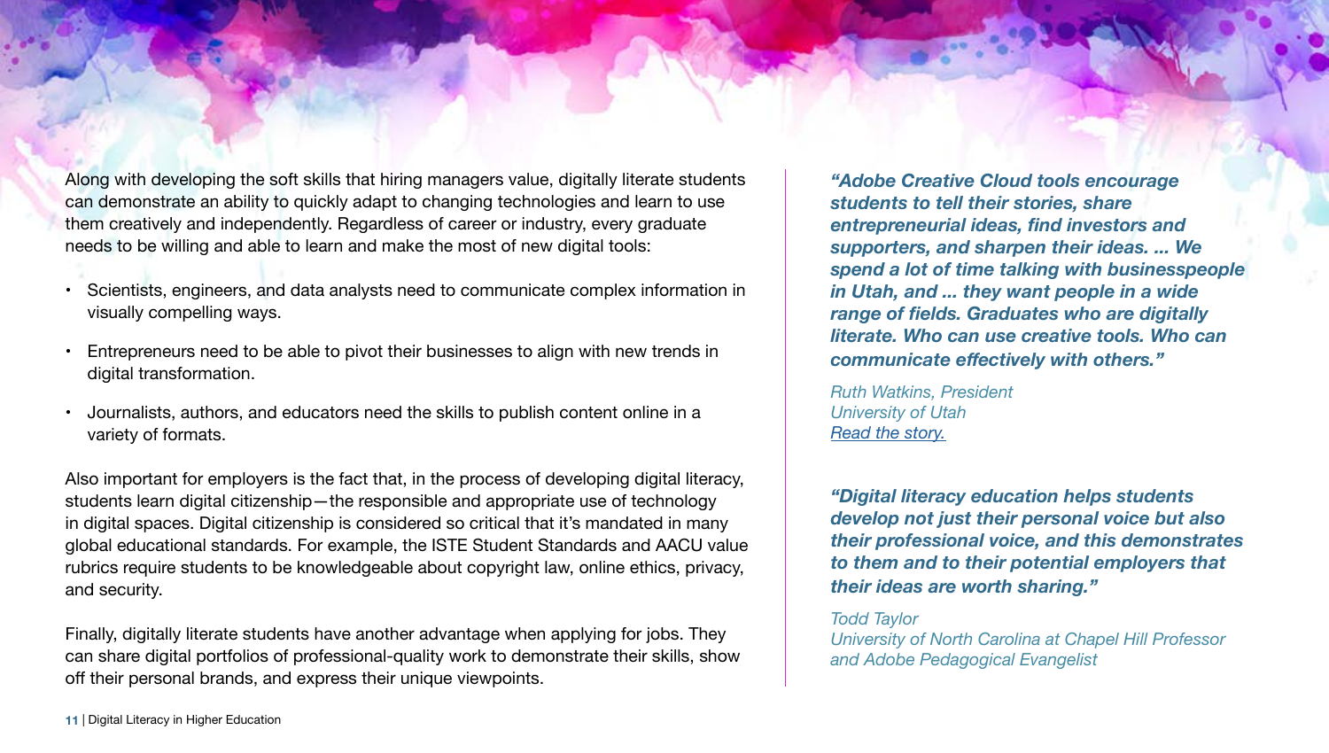Along with developing the soft skills that hiring managers value, digitally literate students can demonstrate an ability to quickly adapt to changing technologies and learn to use them creatively and independently. Regardless of career or industry, every graduate needs to be willing and able to learn and make the most of new digital tools:

- Scientists, engineers, and data analysts need to communicate complex information in visually compelling ways.
- Entrepreneurs need to be able to pivot their businesses to align with new trends in digital transformation.
- Journalists, authors, and educators need the skills to publish content online in a variety of formats.

Also important for employers is the fact that, in the process of developing digital literacy, students learn digital citizenship—the responsible and appropriate use of technology in digital spaces. Digital citizenship is considered so critical that it's mandated in many global educational standards. For example, the ISTE Student Standards and AACU value rubrics require students to be knowledgeable about copyright law, online ethics, privacy, and security.

Finally, digitally literate students have another advantage when applying for jobs. They can share digital portfolios of professional-quality work to demonstrate their skills, show off their personal brands, and express their unique viewpoints.

***"Adobe Creative Cloud tools encourage students to tell their stories, share entrepreneurial ideas, find investors and supporters, and sharpen their ideas. ... We spend a lot of time talking with businesspeople in Utah, and ... they want people in a wide range of fields. Graduates who are digitally literate. Who can use creative tools. Who can communicate effectively with others."***

*Ruth Watkins, President*
*University of Utah*
*Read the story.*

***"Digital literacy education helps students develop not just their personal voice but also their professional voice, and this demonstrates to them and to their potential employers that their ideas are worth sharing."***

*Todd Taylor*
*University of North Carolina at Chapel Hill Professor and Adobe Pedagogical Evangelist*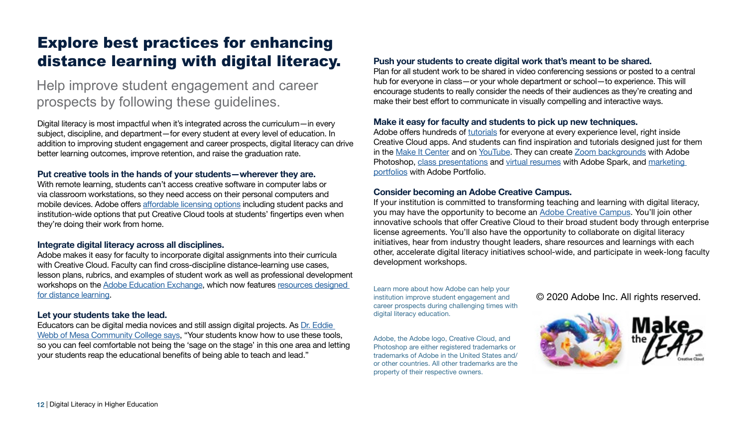# Explore best practices for enhancing distance learning with digital literacy.

## Help improve student engagement and career prospects by following these guidelines.

Digital literacy is most impactful when it's integrated across the curriculum—in every subject, discipline, and department—for every student at every level of education. In addition to improving student engagement and career prospects, digital literacy can drive better learning outcomes, improve retention, and raise the graduation rate.

### Put creative tools in the hands of your students—wherever they are.

With remote learning, students can't access creative software in computer labs or via classroom workstations, so they need access on their personal computers and mobile devices. Adobe offers affordable licensing options including student packs and institution-wide options that put Creative Cloud tools at students' fingertips even when they're doing their work from home.

### Integrate digital literacy across all disciplines.

Adobe makes it easy for faculty to incorporate digital assignments into their curricula with Creative Cloud. Faculty can find cross-discipline distance-learning use cases, lesson plans, rubrics, and examples of student work as well as professional development workshops on the Adobe Education Exchange, which now features resources designed for distance learning.

### Let your students take the lead.

Educators can be digital media novices and still assign digital projects. As Dr. Eddie Webb of Mesa Community College says, "Your students know how to use these tools, so you can feel comfortable not being the 'sage on the stage' in this one area and letting your students reap the educational benefits of being able to teach and lead."

### Push your students to create digital work that's meant to be shared.

Plan for all student work to be shared in video conferencing sessions or posted to a central hub for everyone in class—or your whole department or school—to experience. This will encourage students to really consider the needs of their audiences as they're creating and make their best effort to communicate in visually compelling and interactive ways.

### Make it easy for faculty and students to pick up new techniques.

Adobe offers hundreds of tutorials for everyone at every experience level, right inside Creative Cloud apps. And students can find inspiration and tutorials designed just for them in the Make It Center and on YouTube. They can create Zoom backgrounds with Adobe Photoshop, class presentations and virtual resumes with Adobe Spark, and marketing portfolios with Adobe Portfolio.

### Consider becoming an Adobe Creative Campus.

If your institution is committed to transforming teaching and learning with digital literacy, you may have the opportunity to become an Adobe Creative Campus. You'll join other innovative schools that offer Creative Cloud to their broad student body through enterprise license agreements. You'll also have the opportunity to collaborate on digital literacy initiatives, hear from industry thought leaders, share resources and learnings with each other, accelerate digital literacy initiatives school-wide, and participate in week-long faculty development workshops.

Learn more about how Adobe can help your institution improve student engagement and career prospects during challenging times with digital literacy education.

Adobe, the Adobe logo, Creative Cloud, and Photoshop are either registered trademarks or trademarks of Adobe in the United States and/or other countries. All other trademarks are the property of their respective owners.

© 2020 Adobe Inc. All rights reserved.

Make the LEAP with Creative Cloud